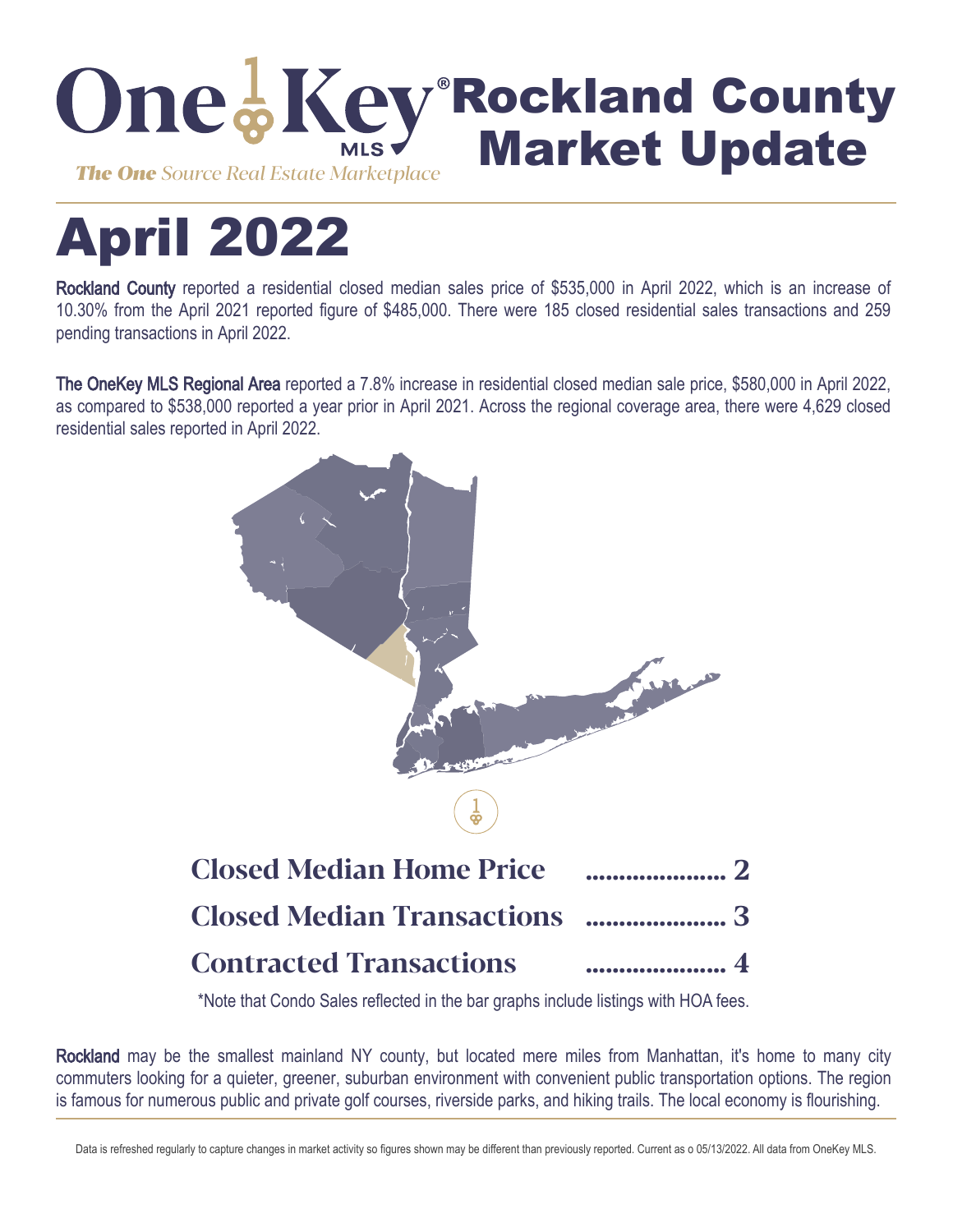# OneKey MLS Rockland County Market Update

*The One Source Real Estate Marketplace*

# April 2022

**Rockland County** reported a residential closed median sales price of $535,000 in April 2022, which is an increase of 10.30% from the April 2021 reported figure of $485,000. There were 185 closed residential sales transactions and 259 pending transactions in April 2022.

**The OneKey MLS Regional Area** reported a 7.8% increase in residential closed median sale price, $580,000 in April 2022, as compared to $538,000 reported a year prior in April 2021. Across the regional coverage area, there were 4,629 closed residential sales reported in April 2022.

| | |
|---|---|
| **Closed Median Home Price** | **2** |
| **Closed Median Transactions** | **3** |
| **Contracted Transactions** | **4** |

*Note that Condo Sales reflected in the bar graphs include listings with HOA fees.

**Rockland** may be the smallest mainland NY county, but located mere miles from Manhattan, it's home to many city commuters looking for a quieter, greener, suburban environment with convenient public transportation options. The region is famous for numerous public and private golf courses, riverside parks, and hiking trails. The local economy is flourishing.

Data is refreshed regularly to capture changes in market activity so figures shown may be different than previously reported. Current as o 05/13/2022. All data from OneKey MLS.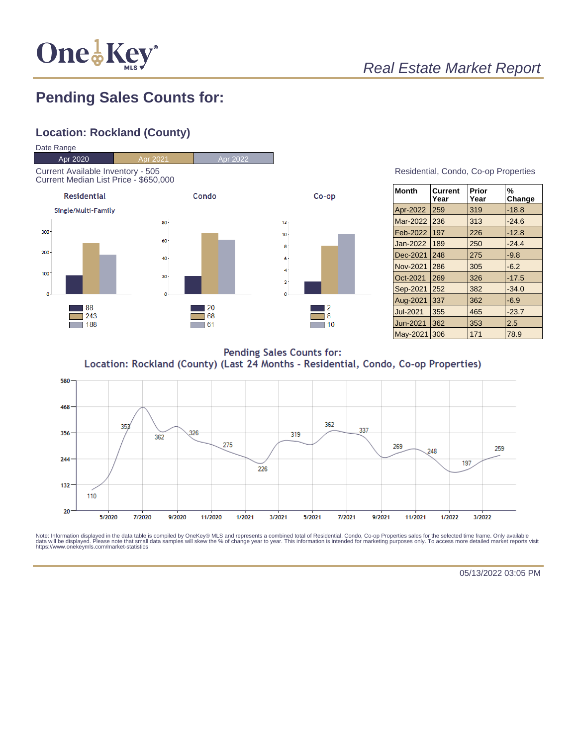*Real Estate Market Report*

## Pending Sales Counts for:

### Location: Rockland (County)

Date Range

| Apr 2020 | Apr 2021 | Apr 2022 |
|---|---|---|

Current Available Inventory - 505
Current Median List Price - $650,000

**Residential**
Single/Multi-Family

- 88
- 243
- 188

**Condo**

- 20
- 68
- 61

**Co-op**

- 2
- 8
- 10

Residential, Condo, Co-op Properties

| Month | Current Year | Prior Year | % Change |
|---|---|---|---|
| Apr-2022 | 259 | 319 | -18.8 |
| Mar-2022 | 236 | 313 | -24.6 |
| Feb-2022 | 197 | 226 | -12.8 |
| Jan-2022 | 189 | 250 | -24.4 |
| Dec-2021 | 248 | 275 | -9.8 |
| Nov-2021 | 286 | 305 | -6.2 |
| Oct-2021 | 269 | 326 | -17.5 |
| Sep-2021 | 252 | 382 | -34.0 |
| Aug-2021 | 337 | 362 | -6.9 |
| Jul-2021 | 355 | 465 | -23.7 |
| Jun-2021 | 362 | 353 | 2.5 |
| May-2021 | 306 | 171 | 78.9 |

Pending Sales Counts for:
Location: Rockland (County) (Last 24 Months - Residential, Condo, Co-op Properties)

Note: Information displayed in the data table is compiled by OneKey® MLS and represents a combined total of Residential, Condo, Co-op Properties sales for the selected time frame. Only available data will be displayed. Please note that small data samples will skew the % of change year to year. This information is intended for marketing purposes only. To access more detailed market reports visit https://www.onekeymls.com/market-statistics

05/13/2022 03:05 PM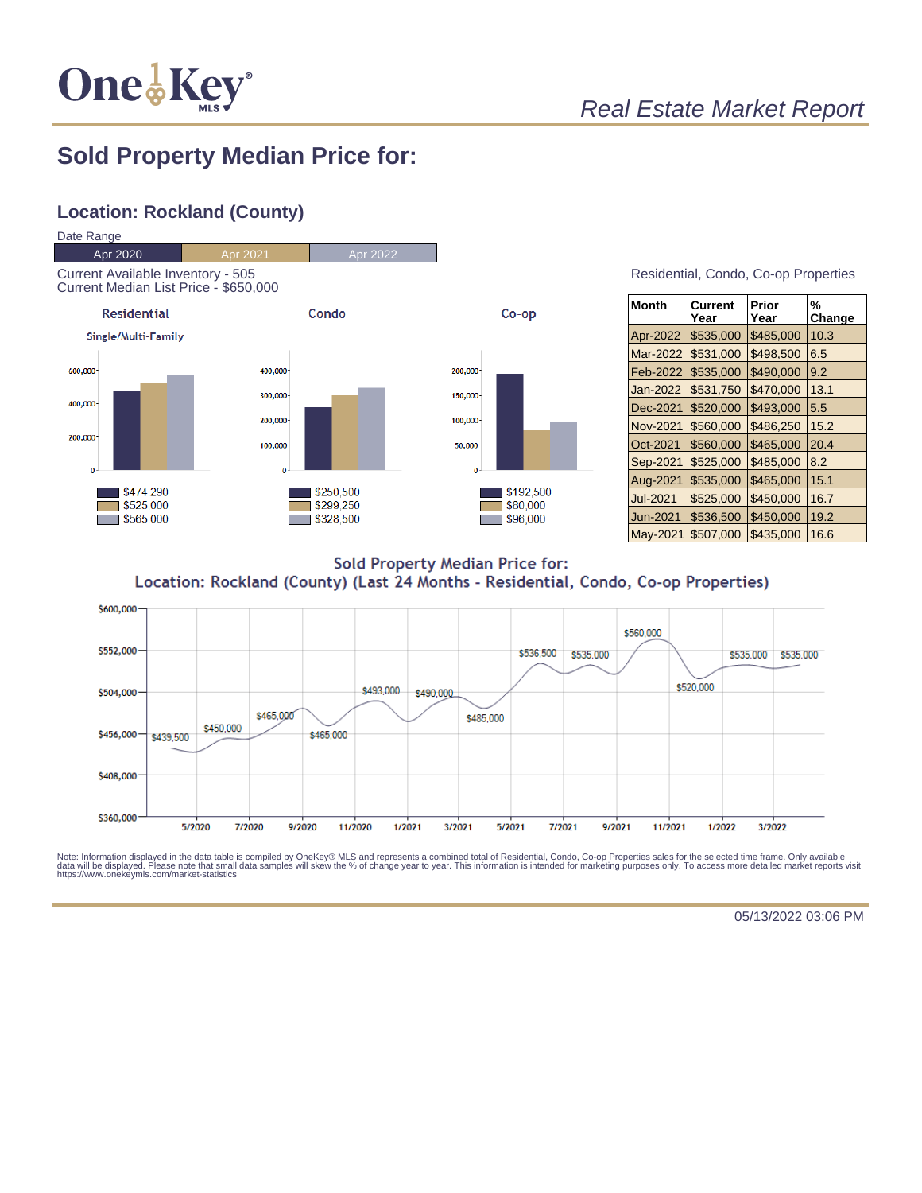*Real Estate Market Report*

## Sold Property Median Price for:

### Location: Rockland (County)

Date Range

| Apr 2020 | Apr 2021 | Apr 2022 |
|---|---|---|

Current Available Inventory - 505
Current Median List Price - $650,000

**Residential**
Single/Multi-Family

- $474,290
- $525,000
- $565,000

**Condo**

- $250,500
- $299,250
- $328,500

**Co-op**

- $192,500
- $80,000
- $96,000

Residential, Condo, Co-op Properties

| Month | Current Year | Prior Year | % Change |
|---|---|---|---|
| Apr-2022 | $535,000 | $485,000 | 10.3 |
| Mar-2022 | $531,000 | $498,500 | 6.5 |
| Feb-2022 | $535,000 | $490,000 | 9.2 |
| Jan-2022 | $531,750 | $470,000 | 13.1 |
| Dec-2021 | $520,000 | $493,000 | 5.5 |
| Nov-2021 | $560,000 | $486,250 | 15.2 |
| Oct-2021 | $560,000 | $465,000 | 20.4 |
| Sep-2021 | $525,000 | $485,000 | 8.2 |
| Aug-2021 | $535,000 | $465,000 | 15.1 |
| Jul-2021 | $525,000 | $450,000 | 16.7 |
| Jun-2021 | $536,500 | $450,000 | 19.2 |
| May-2021 | $507,000 | $435,000 | 16.6 |

**Sold Property Median Price for:**
**Location: Rockland (County) (Last 24 Months - Residential, Condo, Co-op Properties)**

Data labels: $439,500; $450,000; $465,000; $465,000; $493,000; $490,000; $485,000; $536,500; $535,000; $560,000; $520,000; $535,000; $535,000

Y-axis: $360,000; $408,000; $456,000; $504,000; $552,000; $600,000

X-axis: 5/2020; 7/2020; 9/2020; 11/2020; 1/2021; 3/2021; 5/2021; 7/2021; 9/2021; 11/2021; 1/2022; 3/2022

Note: Information displayed in the data table is compiled by OneKey® MLS and represents a combined total of Residential, Condo, Co-op Properties sales for the selected time frame. Only available data will be displayed. Please note that small data samples will skew the % of change year to year. This information is intended for marketing purposes only. To access more detailed market reports visit https://www.onekeymls.com/market-statistics

05/13/2022 03:06 PM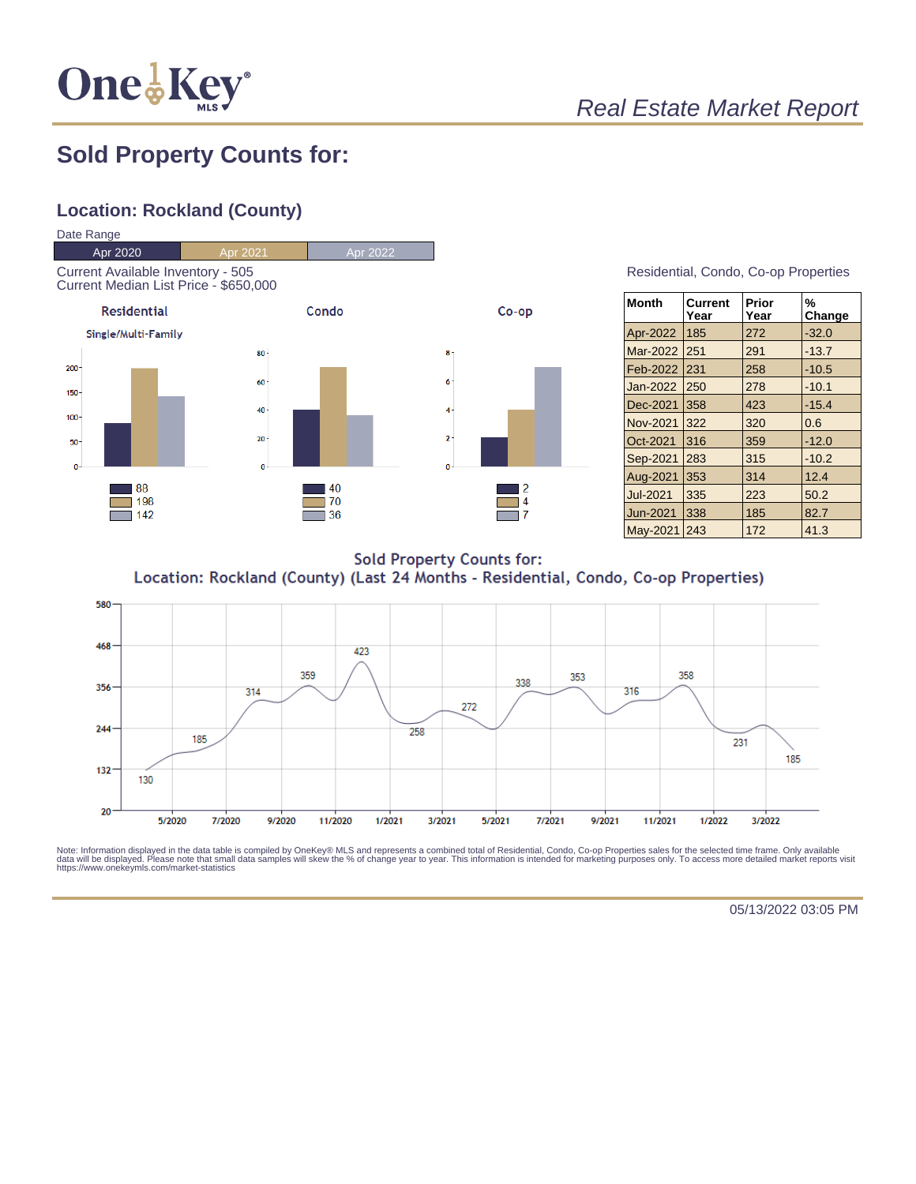*Real Estate Market Report*

# Sold Property Counts for:

## Location: Rockland (County)

Date Range

Apr 2020 | Apr 2021 | Apr 2022

Current Available Inventory - 505
Current Median List Price - $650,000

Residential

Single/Multi-Family

200
150
100
50
0

88
198
142

Condo

80
60
40
20
0

40
70
36

Co-op

8
6
4
2
0

2
4
7

Residential, Condo, Co-op Properties

| Month | Current Year | Prior Year | % Change |
|---|---|---|---|
| Apr-2022 | 185 | 272 | -32.0 |
| Mar-2022 | 251 | 291 | -13.7 |
| Feb-2022 | 231 | 258 | -10.5 |
| Jan-2022 | 250 | 278 | -10.1 |
| Dec-2021 | 358 | 423 | -15.4 |
| Nov-2021 | 322 | 320 | 0.6 |
| Oct-2021 | 316 | 359 | -12.0 |
| Sep-2021 | 283 | 315 | -10.2 |
| Aug-2021 | 353 | 314 | 12.4 |
| Jul-2021 | 335 | 223 | 50.2 |
| Jun-2021 | 338 | 185 | 82.7 |
| May-2021 | 243 | 172 | 41.3 |

Sold Property Counts for:
Location: Rockland (County) (Last 24 Months - Residential, Condo, Co-op Properties)

580
468
356
244
132
20

130
185
314
359
423
258
272
338
353
316
358
231
185

5/2020 7/2020 9/2020 11/2020 1/2021 3/2021 5/2021 7/2021 9/2021 11/2021 1/2022 3/2022

Note: Information displayed in the data table is compiled by OneKey® MLS and represents a combined total of Residential, Condo, Co-op Properties sales for the selected time frame. Only available data will be displayed. Please note that small data samples will skew the % of change year to year. This information is intended for marketing purposes only. To access more detailed market reports visit https://www.onekeymls.com/market-statistics

05/13/2022 03:05 PM